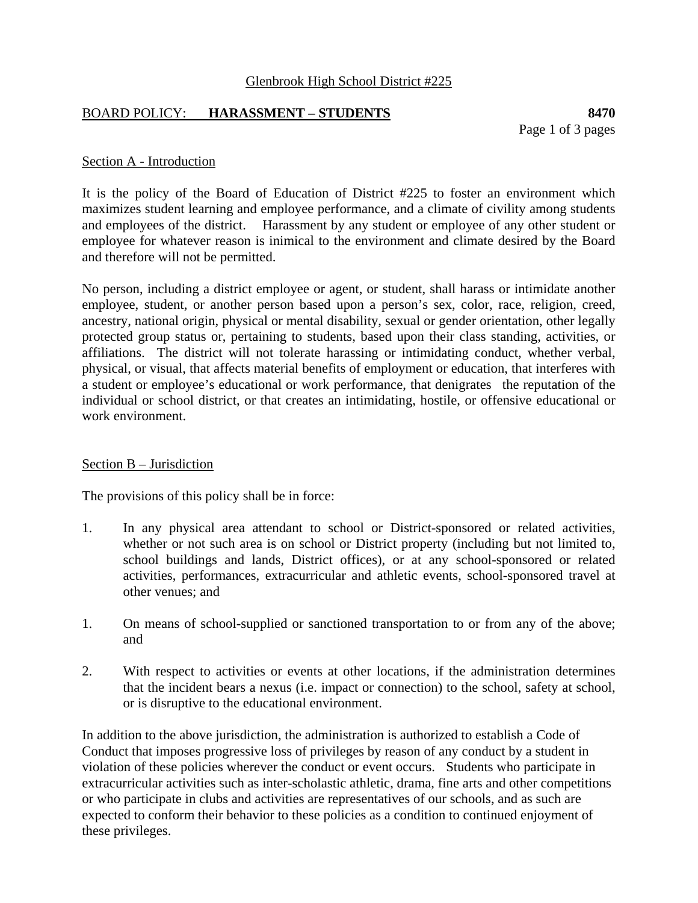Glenbrook High School District #225

BOARD POLICY: **HARASSMENT – STUDENTS** **8470**

## Section A - Introduction

It is the policy of the Board of Education of District #225 to foster an environment which maximizes student learning and employee performance, and a climate of civility among students and employees of the district. Harassment by any student or employee of any other student or employee for whatever reason is inimical to the environment and climate desired by the Board and therefore will not be permitted.

No person, including a district employee or agent, or student, shall harass or intimidate another employee, student, or another person based upon a person's sex, color, race, religion, creed, ancestry, national origin, physical or mental disability, sexual or gender orientation, other legally protected group status or, pertaining to students, based upon their class standing, activities, or affiliations. The district will not tolerate harassing or intimidating conduct, whether verbal, physical, or visual, that affects material benefits of employment or education, that interferes with a student or employee's educational or work performance, that denigrates the reputation of the individual or school district, or that creates an intimidating, hostile, or offensive educational or work environment.

## Section B – Jurisdiction

The provisions of this policy shall be in force:

1. In any physical area attendant to school or District-sponsored or related activities, whether or not such area is on school or District property (including but not limited to, school buildings and lands, District offices), or at any school-sponsored or related activities, performances, extracurricular and athletic events, school-sponsored travel at other venues; and

1. On means of school-supplied or sanctioned transportation to or from any of the above; and

2. With respect to activities or events at other locations, if the administration determines that the incident bears a nexus (i.e. impact or connection) to the school, safety at school, or is disruptive to the educational environment.

In addition to the above jurisdiction, the administration is authorized to establish a Code of Conduct that imposes progressive loss of privileges by reason of any conduct by a student in violation of these policies wherever the conduct or event occurs. Students who participate in extracurricular activities such as inter-scholastic athletic, drama, fine arts and other competitions or who participate in clubs and activities are representatives of our schools, and as such are expected to conform their behavior to these policies as a condition to continued enjoyment of these privileges.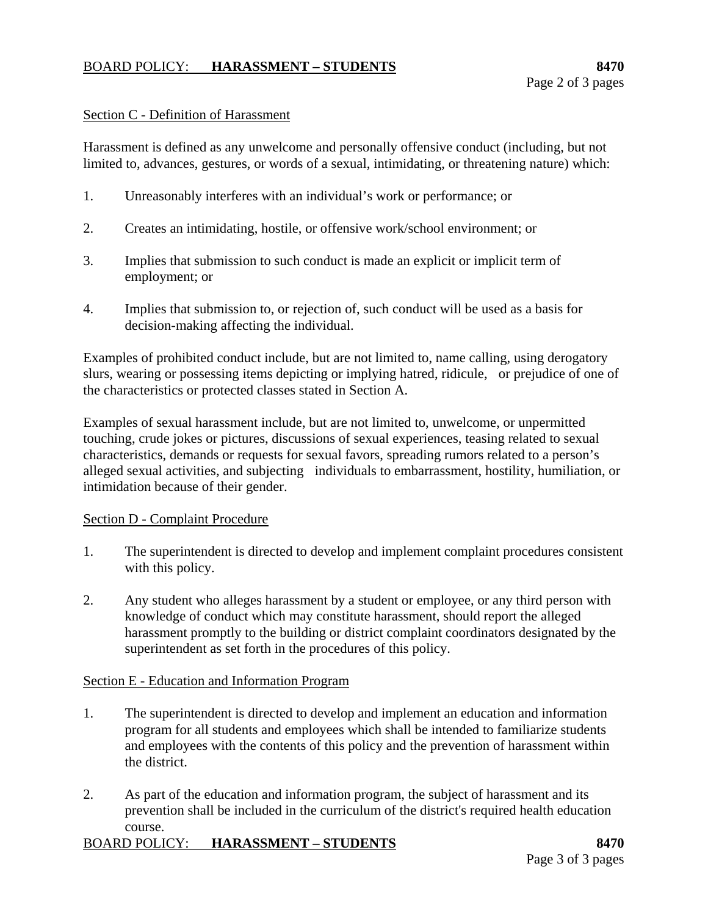## Section C - Definition of Harassment

Harassment is defined as any unwelcome and personally offensive conduct (including, but not limited to, advances, gestures, or words of a sexual, intimidating, or threatening nature) which:

1. Unreasonably interferes with an individual's work or performance; or

2. Creates an intimidating, hostile, or offensive work/school environment; or

3. Implies that submission to such conduct is made an explicit or implicit term of employment; or

4. Implies that submission to, or rejection of, such conduct will be used as a basis for decision-making affecting the individual.

Examples of prohibited conduct include, but are not limited to, name calling, using derogatory slurs, wearing or possessing items depicting or implying hatred, ridicule, or prejudice of one of the characteristics or protected classes stated in Section A.

Examples of sexual harassment include, but are not limited to, unwelcome, or unpermitted touching, crude jokes or pictures, discussions of sexual experiences, teasing related to sexual characteristics, demands or requests for sexual favors, spreading rumors related to a person's alleged sexual activities, and subjecting individuals to embarrassment, hostility, humiliation, or intimidation because of their gender.

## Section D - Complaint Procedure

1. The superintendent is directed to develop and implement complaint procedures consistent with this policy.

2. Any student who alleges harassment by a student or employee, or any third person with knowledge of conduct which may constitute harassment, should report the alleged harassment promptly to the building or district complaint coordinators designated by the superintendent as set forth in the procedures of this policy.

## Section E - Education and Information Program

1. The superintendent is directed to develop and implement an education and information program for all students and employees which shall be intended to familiarize students and employees with the contents of this policy and the prevention of harassment within the district.

2. As part of the education and information program, the subject of harassment and its prevention shall be included in the curriculum of the district's required health education course.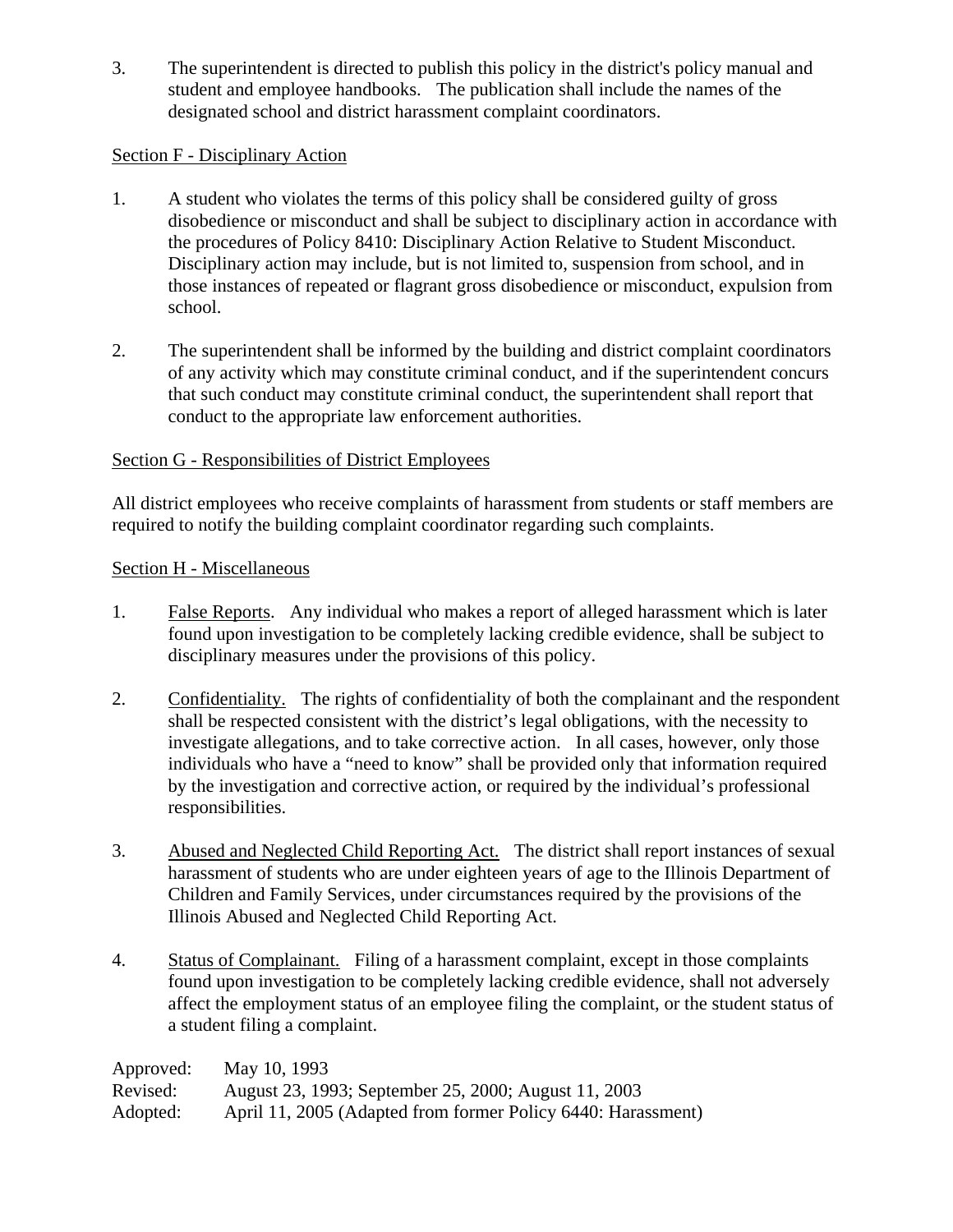3. The superintendent is directed to publish this policy in the district's policy manual and student and employee handbooks. The publication shall include the names of the designated school and district harassment complaint coordinators.

Section F - Disciplinary Action

1. A student who violates the terms of this policy shall be considered guilty of gross disobedience or misconduct and shall be subject to disciplinary action in accordance with the procedures of Policy 8410: Disciplinary Action Relative to Student Misconduct. Disciplinary action may include, but is not limited to, suspension from school, and in those instances of repeated or flagrant gross disobedience or misconduct, expulsion from school.

2. The superintendent shall be informed by the building and district complaint coordinators of any activity which may constitute criminal conduct, and if the superintendent concurs that such conduct may constitute criminal conduct, the superintendent shall report that conduct to the appropriate law enforcement authorities.

Section G - Responsibilities of District Employees

All district employees who receive complaints of harassment from students or staff members are required to notify the building complaint coordinator regarding such complaints.

Section H - Miscellaneous

1. False Reports. Any individual who makes a report of alleged harassment which is later found upon investigation to be completely lacking credible evidence, shall be subject to disciplinary measures under the provisions of this policy.

2. Confidentiality. The rights of confidentiality of both the complainant and the respondent shall be respected consistent with the district's legal obligations, with the necessity to investigate allegations, and to take corrective action. In all cases, however, only those individuals who have a "need to know" shall be provided only that information required by the investigation and corrective action, or required by the individual's professional responsibilities.

3. Abused and Neglected Child Reporting Act. The district shall report instances of sexual harassment of students who are under eighteen years of age to the Illinois Department of Children and Family Services, under circumstances required by the provisions of the Illinois Abused and Neglected Child Reporting Act.

4. Status of Complainant. Filing of a harassment complaint, except in those complaints found upon investigation to be completely lacking credible evidence, shall not adversely affect the employment status of an employee filing the complaint, or the student status of a student filing a complaint.

| | |
|---|---|
| Approved: | May 10, 1993 |
| Revised: | August 23, 1993; September 25, 2000; August 11, 2003 |
| Adopted: | April 11, 2005 (Adapted from former Policy 6440: Harassment) |